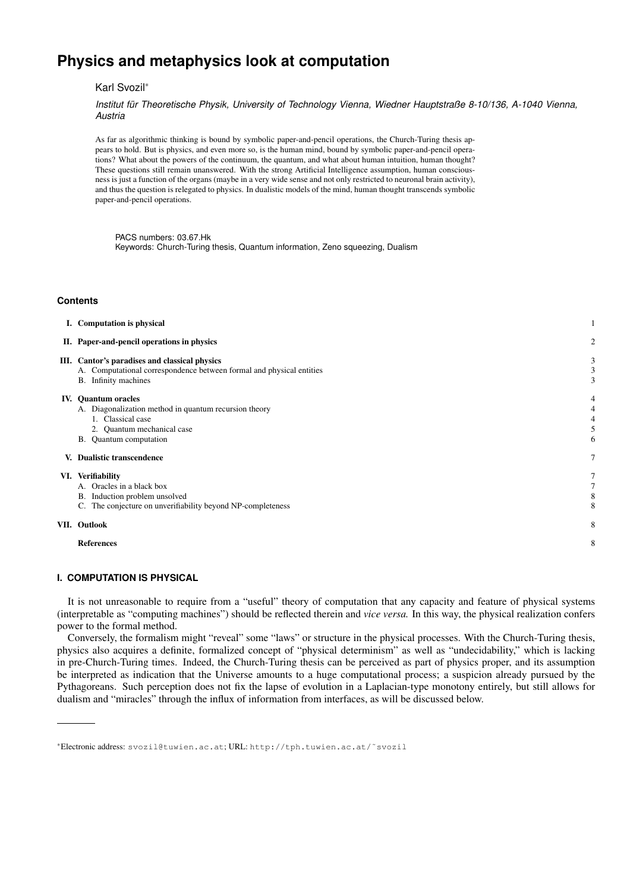# Physics and metaphysics look at computation

Karl Svozil[*]

*Institut für Theoretische Physik, University of Technology Vienna, Wiedner Hauptstraße 8-10/136, A-1040 Vienna, Austria*

As far as algorithmic thinking is bound by symbolic paper-and-pencil operations, the Church-Turing thesis appears to hold. But is physics, and even more so, is the human mind, bound by symbolic paper-and-pencil operations? What about the powers of the continuum, the quantum, and what about human intuition, human thought? These questions still remain unanswered. With the strong Artificial Intelligence assumption, human consciousness is just a function of the organs (maybe in a very wide sense and not only restricted to neuronal brain activity), and thus the question is relegated to physics. In dualistic models of the mind, human thought transcends symbolic paper-and-pencil operations.

PACS numbers: 03.67.Hk
Keywords: Church-Turing thesis, Quantum information, Zeno squeezing, Dualism

## Contents

- I. Computation is physical — 1
- II. Paper-and-pencil operations in physics — 2
- III. Cantor's paradises and classical physics — 3
  - A. Computational correspondence between formal and physical entities — 3
  - B. Infinity machines — 3
- IV. Quantum oracles — 4
  - A. Diagonalization method in quantum recursion theory — 4
    - 1. Classical case — 4
    - 2. Quantum mechanical case — 5
  - B. Quantum computation — 6
- V. Dualistic transcendence — 7
- VI. Verifiability — 7
  - A. Oracles in a black box — 7
  - B. Induction problem unsolved — 8
  - C. The conjecture on unverifiability beyond NP-completeness — 8
- VII. Outlook — 8
- References — 8

## I. COMPUTATION IS PHYSICAL

It is not unreasonable to require from a "useful" theory of computation that any capacity and feature of physical systems (interpretable as "computing machines") should be reflected therein and *vice versa.* In this way, the physical realization confers power to the formal method.

Conversely, the formalism might "reveal" some "laws" or structure in the physical processes. With the Church-Turing thesis, physics also acquires a definite, formalized concept of "physical determinism" as well as "undecidability," which is lacking in pre-Church-Turing times. Indeed, the Church-Turing thesis can be perceived as part of physics proper, and its assumption be interpreted as indication that the Universe amounts to a huge computational process; a suspicion already pursued by the Pythagoreans. Such perception does not fix the lapse of evolution in a Laplacian-type monotony entirely, but still allows for dualism and "miracles" through the influx of information from interfaces, as will be discussed below.

[*]Electronic address: svozil@tuwien.ac.at; URL: http://tph.tuwien.ac.at/~svozil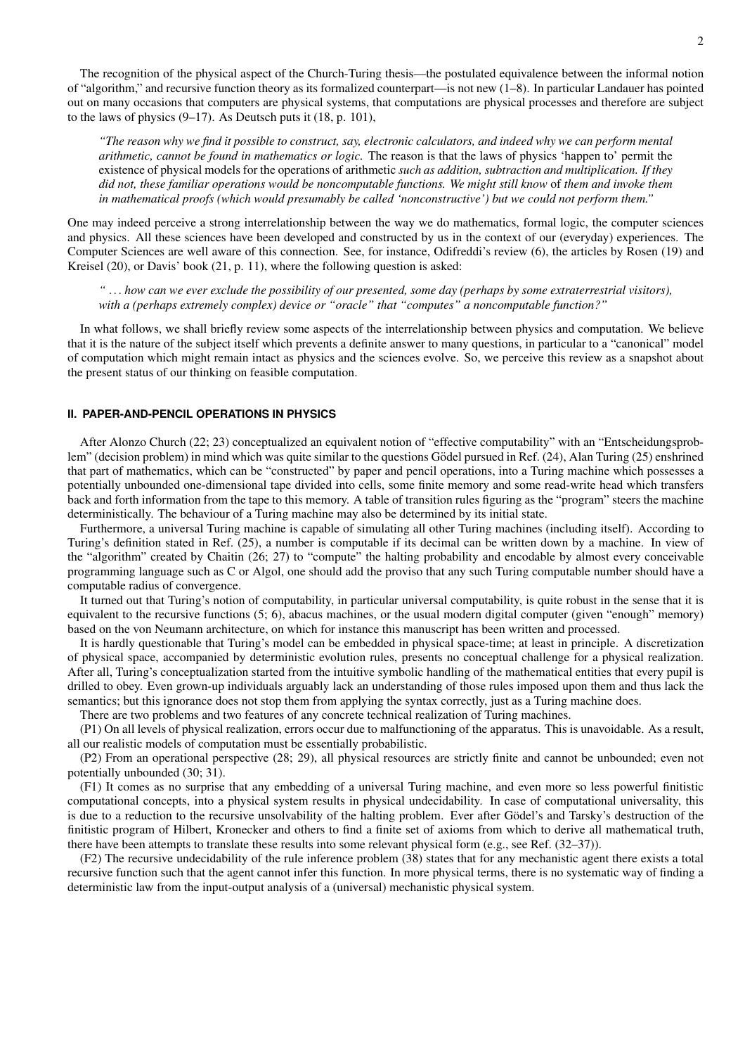The recognition of the physical aspect of the Church-Turing thesis—the postulated equivalence between the informal notion of "algorithm," and recursive function theory as its formalized counterpart—is not new (1–8). In particular Landauer has pointed out on many occasions that computers are physical systems, that computations are physical processes and therefore are subject to the laws of physics (9–17). As Deutsch puts it (18, p. 101),

> *"The reason why we find it possible to construct, say, electronic calculators, and indeed why we can perform mental arithmetic, cannot be found in mathematics or logic.* The reason is that the laws of physics 'happen to' permit the existence of physical models for the operations of arithmetic *such as addition, subtraction and multiplication. If they did not, these familiar operations would be noncomputable functions. We might still know* of *them and invoke them in mathematical proofs (which would presumably be called 'nonconstructive') but we could not perform them."*

One may indeed perceive a strong interrelationship between the way we do mathematics, formal logic, the computer sciences and physics. All these sciences have been developed and constructed by us in the context of our (everyday) experiences. The Computer Sciences are well aware of this connection. See, for instance, Odifreddi's review (6), the articles by Rosen (19) and Kreisel (20), or Davis' book (21, p. 11), where the following question is asked:

> *" ... how can we ever exclude the possibility of our presented, some day (perhaps by some extraterrestrial visitors), with a (perhaps extremely complex) device or "oracle" that "computes" a noncomputable function?"*

In what follows, we shall briefly review some aspects of the interrelationship between physics and computation. We believe that it is the nature of the subject itself which prevents a definite answer to many questions, in particular to a "canonical" model of computation which might remain intact as physics and the sciences evolve. So, we perceive this review as a snapshot about the present status of our thinking on feasible computation.

## II. PAPER-AND-PENCIL OPERATIONS IN PHYSICS

After Alonzo Church (22; 23) conceptualized an equivalent notion of "effective computability" with an "Entscheidungsproblem" (decision problem) in mind which was quite similar to the questions Gödel pursued in Ref. (24), Alan Turing (25) enshrined that part of mathematics, which can be "constructed" by paper and pencil operations, into a Turing machine which possesses a potentially unbounded one-dimensional tape divided into cells, some finite memory and some read-write head which transfers back and forth information from the tape to this memory. A table of transition rules figuring as the "program" steers the machine deterministically. The behaviour of a Turing machine may also be determined by its initial state.

Furthermore, a universal Turing machine is capable of simulating all other Turing machines (including itself). According to Turing's definition stated in Ref. (25), a number is computable if its decimal can be written down by a machine. In view of the "algorithm" created by Chaitin (26; 27) to "compute" the halting probability and encodable by almost every conceivable programming language such as C or Algol, one should add the proviso that any such Turing computable number should have a computable radius of convergence.

It turned out that Turing's notion of computability, in particular universal computability, is quite robust in the sense that it is equivalent to the recursive functions (5; 6), abacus machines, or the usual modern digital computer (given "enough" memory) based on the von Neumann architecture, on which for instance this manuscript has been written and processed.

It is hardly questionable that Turing's model can be embedded in physical space-time; at least in principle. A discretization of physical space, accompanied by deterministic evolution rules, presents no conceptual challenge for a physical realization. After all, Turing's conceptualization started from the intuitive symbolic handling of the mathematical entities that every pupil is drilled to obey. Even grown-up individuals arguably lack an understanding of those rules imposed upon them and thus lack the semantics; but this ignorance does not stop them from applying the syntax correctly, just as a Turing machine does.

There are two problems and two features of any concrete technical realization of Turing machines.

(P1) On all levels of physical realization, errors occur due to malfunctioning of the apparatus. This is unavoidable. As a result, all our realistic models of computation must be essentially probabilistic.

(P2) From an operational perspective (28; 29), all physical resources are strictly finite and cannot be unbounded; even not potentially unbounded (30; 31).

(F1) It comes as no surprise that any embedding of a universal Turing machine, and even more so less powerful finitistic computational concepts, into a physical system results in physical undecidability. In case of computational universality, this is due to a reduction to the recursive unsolvability of the halting problem. Ever after Gödel's and Tarsky's destruction of the finitistic program of Hilbert, Kronecker and others to find a finite set of axioms from which to derive all mathematical truth, there have been attempts to translate these results into some relevant physical form (e.g., see Ref. (32–37)).

(F2) The recursive undecidability of the rule inference problem (38) states that for any mechanistic agent there exists a total recursive function such that the agent cannot infer this function. In more physical terms, there is no systematic way of finding a deterministic law from the input-output analysis of a (universal) mechanistic physical system.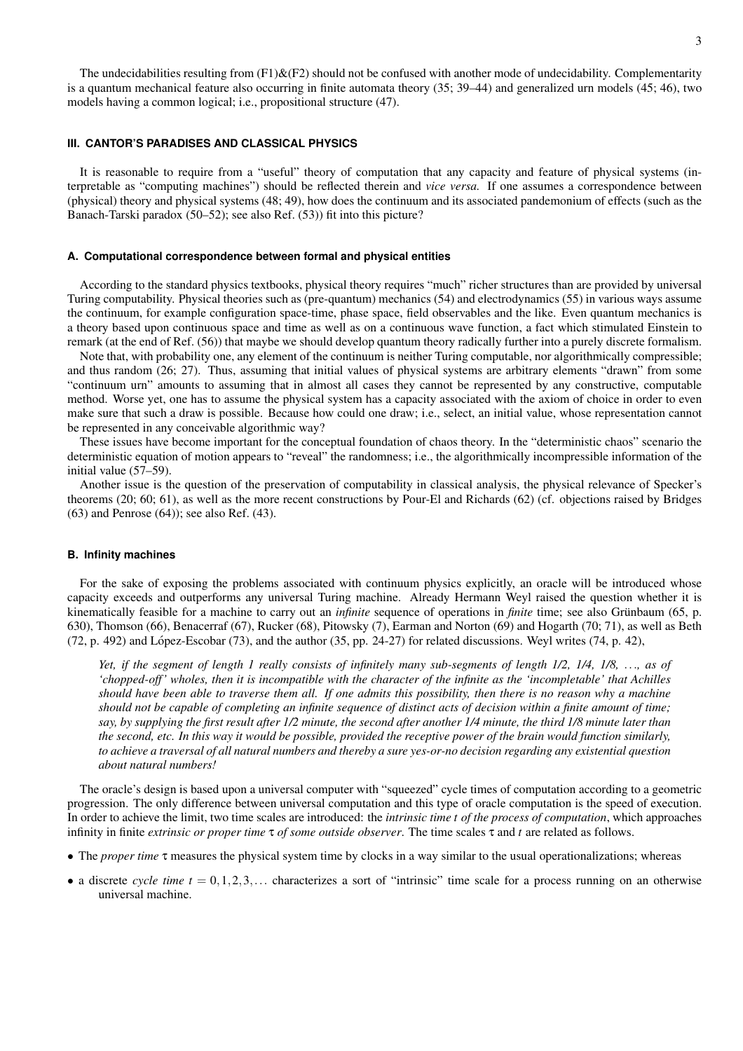The undecidabilities resulting from (F1)&(F2) should not be confused with another mode of undecidability. Complementarity is a quantum mechanical feature also occurring in finite automata theory (35; 39–44) and generalized urn models (45; 46), two models having a common logical; i.e., propositional structure (47).

## III. CANTOR'S PARADISES AND CLASSICAL PHYSICS

It is reasonable to require from a "useful" theory of computation that any capacity and feature of physical systems (interpretable as "computing machines") should be reflected therein and *vice versa.* If one assumes a correspondence between (physical) theory and physical systems (48; 49), how does the continuum and its associated pandemonium of effects (such as the Banach-Tarski paradox (50–52); see also Ref. (53)) fit into this picture?

### A. Computational correspondence between formal and physical entities

According to the standard physics textbooks, physical theory requires "much" richer structures than are provided by universal Turing computability. Physical theories such as (pre-quantum) mechanics (54) and electrodynamics (55) in various ways assume the continuum, for example configuration space-time, phase space, field observables and the like. Even quantum mechanics is a theory based upon continuous space and time as well as on a continuous wave function, a fact which stimulated Einstein to remark (at the end of Ref. (56)) that maybe we should develop quantum theory radically further into a purely discrete formalism.

Note that, with probability one, any element of the continuum is neither Turing computable, nor algorithmically compressible; and thus random (26; 27). Thus, assuming that initial values of physical systems are arbitrary elements "drawn" from some "continuum urn" amounts to assuming that in almost all cases they cannot be represented by any constructive, computable method. Worse yet, one has to assume the physical system has a capacity associated with the axiom of choice in order to even make sure that such a draw is possible. Because how could one draw; i.e., select, an initial value, whose representation cannot be represented in any conceivable algorithmic way?

These issues have become important for the conceptual foundation of chaos theory. In the "deterministic chaos" scenario the deterministic equation of motion appears to "reveal" the randomness; i.e., the algorithmically incompressible information of the initial value (57–59).

Another issue is the question of the preservation of computability in classical analysis, the physical relevance of Specker's theorems (20; 60; 61), as well as the more recent constructions by Pour-El and Richards (62) (cf. objections raised by Bridges (63) and Penrose (64)); see also Ref. (43).

### B. Infinity machines

For the sake of exposing the problems associated with continuum physics explicitly, an oracle will be introduced whose capacity exceeds and outperforms any universal Turing machine. Already Hermann Weyl raised the question whether it is kinematically feasible for a machine to carry out an *infinite* sequence of operations in *finite* time; see also Grünbaum (65, p. 630), Thomson (66), Benacerraf (67), Rucker (68), Pitowsky (7), Earman and Norton (69) and Hogarth (70; 71), as well as Beth (72, p. 492) and López-Escobar (73), and the author (35, pp. 24-27) for related discussions. Weyl writes (74, p. 42),

> *Yet, if the segment of length 1 really consists of infinitely many sub-segments of length 1/2, 1/4, 1/8, ..., as of 'chopped-off' wholes, then it is incompatible with the character of the infinite as the 'incompletable' that Achilles should have been able to traverse them all. If one admits this possibility, then there is no reason why a machine should not be capable of completing an infinite sequence of distinct acts of decision within a finite amount of time; say, by supplying the first result after 1/2 minute, the second after another 1/4 minute, the third 1/8 minute later than the second, etc. In this way it would be possible, provided the receptive power of the brain would function similarly, to achieve a traversal of all natural numbers and thereby a sure yes-or-no decision regarding any existential question about natural numbers!*

The oracle's design is based upon a universal computer with "squeezed" cycle times of computation according to a geometric progression. The only difference between universal computation and this type of oracle computation is the speed of execution. In order to achieve the limit, two time scales are introduced: the *intrinsic time $t$ of the process of computation*, which approaches infinity in finite *extrinsic or proper time $\tau$ of some outside observer*. The time scales $\tau$ and $t$ are related as follows.

- The *proper time* $\tau$ measures the physical system time by clocks in a way similar to the usual operationalizations; whereas
- a discrete *cycle time* $t = 0, 1, 2, 3, \ldots$ characterizes a sort of "intrinsic" time scale for a process running on an otherwise universal machine.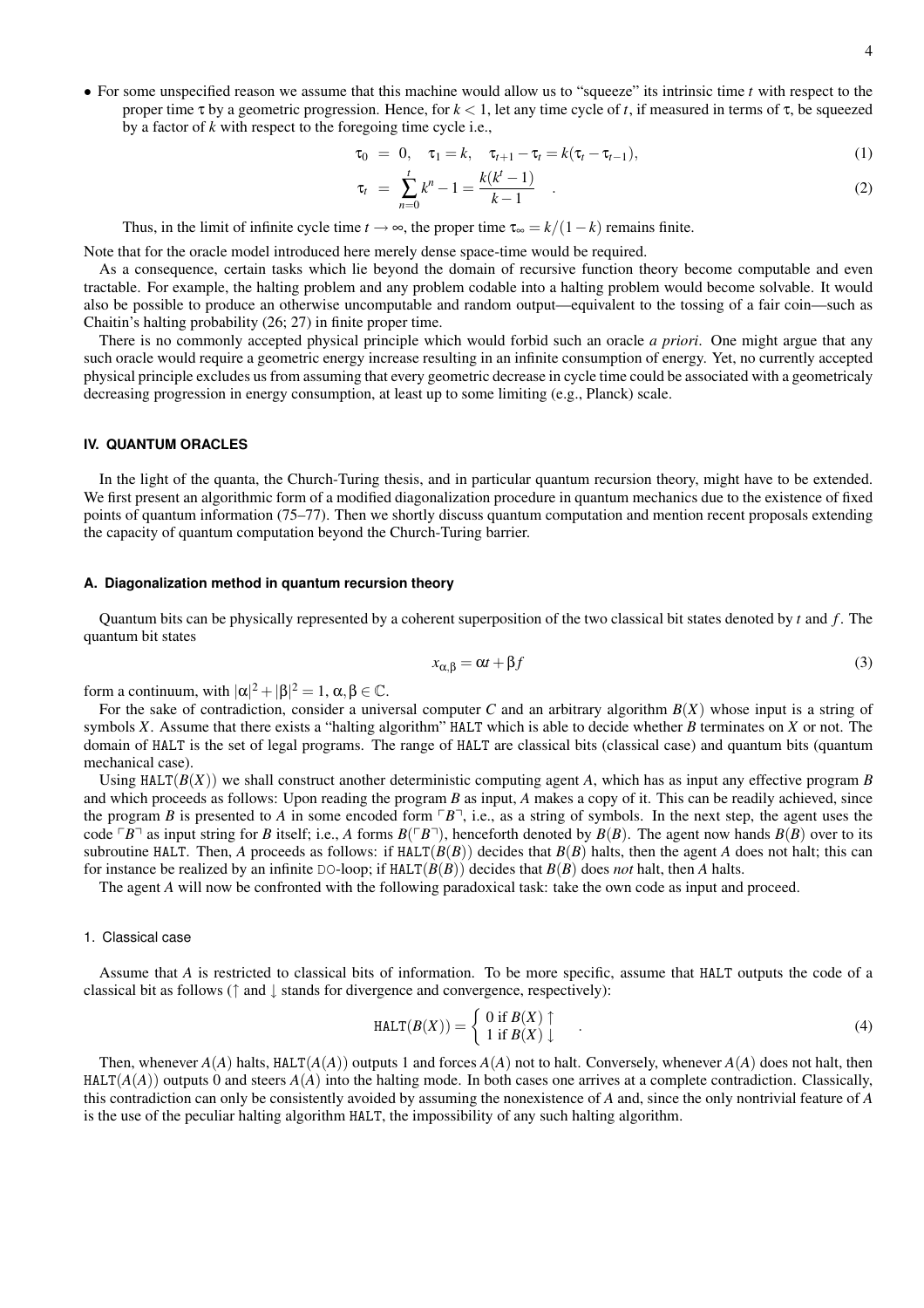- For some unspecified reason we assume that this machine would allow us to "squeeze" its intrinsic time $t$ with respect to the proper time $\tau$ by a geometric progression. Hence, for $k < 1$, let any time cycle of $t$, if measured in terms of $\tau$, be squeezed by a factor of $k$ with respect to the foregoing time cycle i.e.,

$$\tau_0 = 0, \quad \tau_1 = k, \quad \tau_{t+1} - \tau_t = k(\tau_t - \tau_{t-1}), \tag{1}$$

$$\tau_t = \sum_{n=0}^{t} k^n - 1 = \frac{k(k^t - 1)}{k - 1} \quad . \tag{2}$$

Thus, in the limit of infinite cycle time $t \to \infty$, the proper time $\tau_\infty = k/(1-k)$ remains finite.

Note that for the oracle model introduced here merely dense space-time would be required.

As a consequence, certain tasks which lie beyond the domain of recursive function theory become computable and even tractable. For example, the halting problem and any problem codable into a halting problem would become solvable. It would also be possible to produce an otherwise uncomputable and random output—equivalent to the tossing of a fair coin—such as Chaitin's halting probability (26; 27) in finite proper time.

There is no commonly accepted physical principle which would forbid such an oracle *a priori*. One might argue that any such oracle would require a geometric energy increase resulting in an infinite consumption of energy. Yet, no currently accepted physical principle excludes us from assuming that every geometric decrease in cycle time could be associated with a geometricaly decreasing progression in energy consumption, at least up to some limiting (e.g., Planck) scale.

## IV. QUANTUM ORACLES

In the light of the quanta, the Church-Turing thesis, and in particular quantum recursion theory, might have to be extended. We first present an algorithmic form of a modified diagonalization procedure in quantum mechanics due to the existence of fixed points of quantum information (75–77). Then we shortly discuss quantum computation and mention recent proposals extending the capacity of quantum computation beyond the Church-Turing barrier.

### A. Diagonalization method in quantum recursion theory

Quantum bits can be physically represented by a coherent superposition of the two classical bit states denoted by $t$ and $f$. The quantum bit states

$$x_{\alpha,\beta} = \alpha t + \beta f \tag{3}$$

form a continuum, with $|\alpha|^2 + |\beta|^2 = 1$, $\alpha, \beta \in \mathbb{C}$.

For the sake of contradiction, consider a universal computer $C$ and an arbitrary algorithm $B(X)$ whose input is a string of symbols $X$. Assume that there exists a "halting algorithm" `HALT` which is able to decide whether $B$ terminates on $X$ or not. The domain of `HALT` is the set of legal programs. The range of `HALT` are classical bits (classical case) and quantum bits (quantum mechanical case).

Using $\texttt{HALT}(B(X))$ we shall construct another deterministic computing agent $A$, which has as input any effective program $B$ and which proceeds as follows: Upon reading the program $B$ as input, $A$ makes a copy of it. This can be readily achieved, since the program $B$ is presented to $A$ in some encoded form $\ulcorner B \urcorner$, i.e., as a string of symbols. In the next step, the agent uses the code $\ulcorner B \urcorner$ as input string for $B$ itself; i.e., $A$ forms $B(\ulcorner B \urcorner)$, henceforth denoted by $B(B)$. The agent now hands $B(B)$ over to its subroutine `HALT`. Then, $A$ proceeds as follows: if $\texttt{HALT}(B(B))$ decides that $B(B)$ halts, then the agent $A$ does not halt; this can for instance be realized by an infinite `DO`-loop; if $\texttt{HALT}(B(B))$ decides that $B(B)$ does *not* halt, then $A$ halts.

The agent $A$ will now be confronted with the following paradoxical task: take the own code as input and proceed.

#### 1. Classical case

Assume that $A$ is restricted to classical bits of information. To be more specific, assume that `HALT` outputs the code of a classical bit as follows ($\uparrow$ and $\downarrow$ stands for divergence and convergence, respectively):

$$\texttt{HALT}(B(X)) = \begin{cases} 0 \text{ if } B(X) \uparrow \\ 1 \text{ if } B(X) \downarrow \end{cases} \quad . \tag{4}$$

Then, whenever $A(A)$ halts, $\texttt{HALT}(A(A))$ outputs 1 and forces $A(A)$ not to halt. Conversely, whenever $A(A)$ does not halt, then $\texttt{HALT}(A(A))$ outputs 0 and steers $A(A)$ into the halting mode. In both cases one arrives at a complete contradiction. Classically, this contradiction can only be consistently avoided by assuming the nonexistence of $A$ and, since the only nontrivial feature of $A$ is the use of the peculiar halting algorithm `HALT`, the impossibility of any such halting algorithm.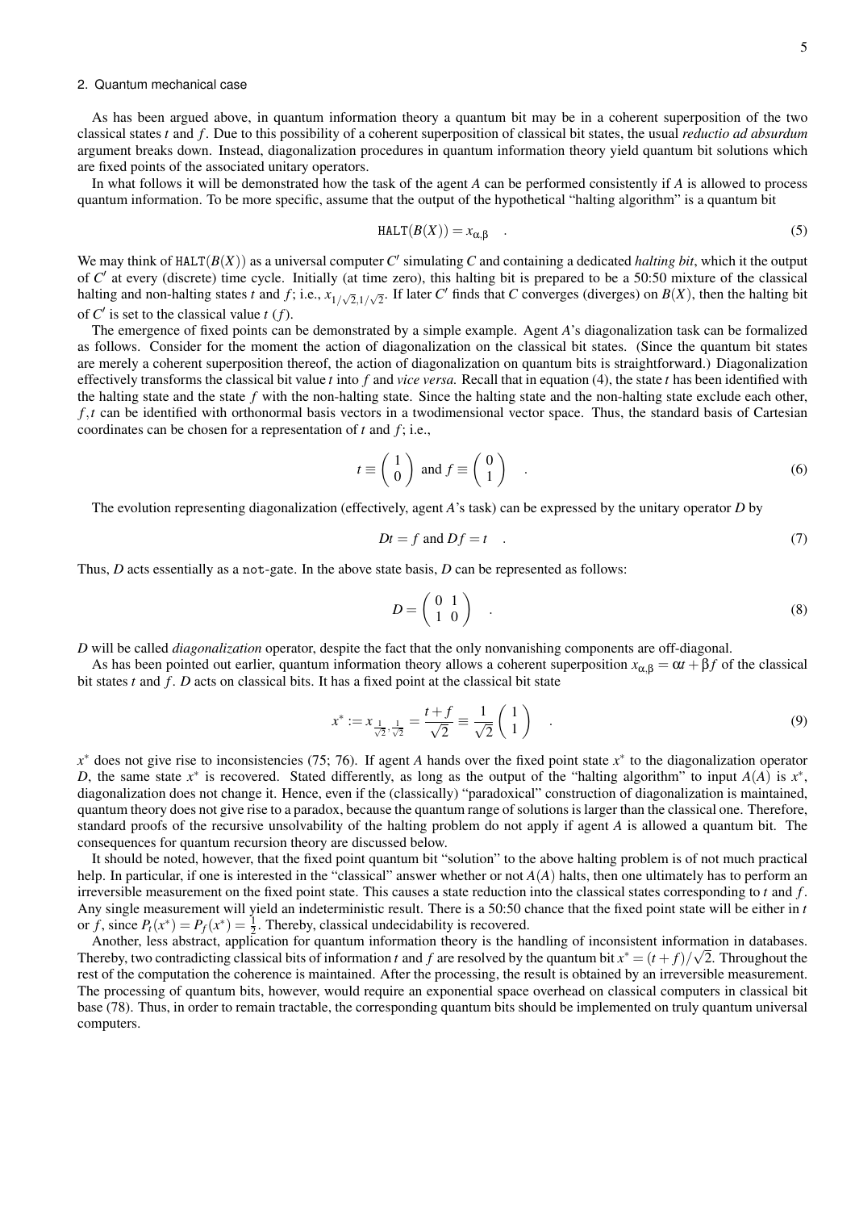### 2. Quantum mechanical case

As has been argued above, in quantum information theory a quantum bit may be in a coherent superposition of the two classical states $t$ and $f$. Due to this possibility of a coherent superposition of classical bit states, the usual *reductio ad absurdum* argument breaks down. Instead, diagonalization procedures in quantum information theory yield quantum bit solutions which are fixed points of the associated unitary operators.

In what follows it will be demonstrated how the task of the agent $A$ can be performed consistently if $A$ is allowed to process quantum information. To be more specific, assume that the output of the hypothetical "halting algorithm" is a quantum bit

$$\mathtt{HALT}(B(X)) = x_{\alpha,\beta} \quad . \tag{5}$$

We may think of $\mathtt{HALT}(B(X))$ as a universal computer $C'$ simulating $C$ and containing a dedicated *halting bit*, which it the output of $C'$ at every (discrete) time cycle. Initially (at time zero), this halting bit is prepared to be a 50:50 mixture of the classical halting and non-halting states $t$ and $f$; i.e., $x_{1/\sqrt{2},1/\sqrt{2}}$. If later $C'$ finds that $C$ converges (diverges) on $B(X)$, then the halting bit of $C'$ is set to the classical value $t$ ($f$).

The emergence of fixed points can be demonstrated by a simple example. Agent $A$'s diagonalization task can be formalized as follows. Consider for the moment the action of diagonalization on the classical bit states. (Since the quantum bit states are merely a coherent superposition thereof, the action of diagonalization on quantum bits is straightforward.) Diagonalization effectively transforms the classical bit value $t$ into $f$ and *vice versa.* Recall that in equation (4), the state $t$ has been identified with the halting state and the state $f$ with the non-halting state. Since the halting state and the non-halting state exclude each other, $f,t$ can be identified with orthonormal basis vectors in a twodimensional vector space. Thus, the standard basis of Cartesian coordinates can be chosen for a representation of $t$ and $f$; i.e.,

$$t \equiv \begin{pmatrix} 1 \\ 0 \end{pmatrix} \text{ and } f \equiv \begin{pmatrix} 0 \\ 1 \end{pmatrix} \quad . \tag{6}$$

The evolution representing diagonalization (effectively, agent $A$'s task) can be expressed by the unitary operator $D$ by

$$Dt = f \text{ and } Df = t \quad . \tag{7}$$

Thus, $D$ acts essentially as a `not`-gate. In the above state basis, $D$ can be represented as follows:

$$D = \begin{pmatrix} 0 & 1 \\ 1 & 0 \end{pmatrix} \quad . \tag{8}$$

$D$ will be called *diagonalization* operator, despite the fact that the only nonvanishing components are off-diagonal.

As has been pointed out earlier, quantum information theory allows a coherent superposition $x_{\alpha,\beta} = \alpha t + \beta f$ of the classical bit states $t$ and $f$. $D$ acts on classical bits. It has a fixed point at the classical bit state

$$x^* := x_{\frac{1}{\sqrt{2}},\frac{1}{\sqrt{2}}} = \frac{t+f}{\sqrt{2}} \equiv \frac{1}{\sqrt{2}} \begin{pmatrix} 1 \\ 1 \end{pmatrix} \quad . \tag{9}$$

$x^*$ does not give rise to inconsistencies (75; 76). If agent $A$ hands over the fixed point state $x^*$ to the diagonalization operator $D$, the same state $x^*$ is recovered. Stated differently, as long as the output of the "halting algorithm" to input $A(A)$ is $x^*$, diagonalization does not change it. Hence, even if the (classically) "paradoxical" construction of diagonalization is maintained, quantum theory does not give rise to a paradox, because the quantum range of solutions is larger than the classical one. Therefore, standard proofs of the recursive unsolvability of the halting problem do not apply if agent $A$ is allowed a quantum bit. The consequences for quantum recursion theory are discussed below.

It should be noted, however, that the fixed point quantum bit "solution" to the above halting problem is of not much practical help. In particular, if one is interested in the "classical" answer whether or not $A(A)$ halts, then one ultimately has to perform an irreversible measurement on the fixed point state. This causes a state reduction into the classical states corresponding to $t$ and $f$. Any single measurement will yield an indeterministic result. There is a 50:50 chance that the fixed point state will be either in $t$ or $f$, since $P_t(x^*) = P_f(x^*) = \frac{1}{2}$. Thereby, classical undecidability is recovered.

Another, less abstract, application for quantum information theory is the handling of inconsistent information in databases. Thereby, two contradicting classical bits of information $t$ and $f$ are resolved by the quantum bit $x^* = (t+f)/\sqrt{2}$. Throughout the rest of the computation the coherence is maintained. After the processing, the result is obtained by an irreversible measurement. The processing of quantum bits, however, would require an exponential space overhead on classical computers in classical bit base (78). Thus, in order to remain tractable, the corresponding quantum bits should be implemented on truly quantum universal computers.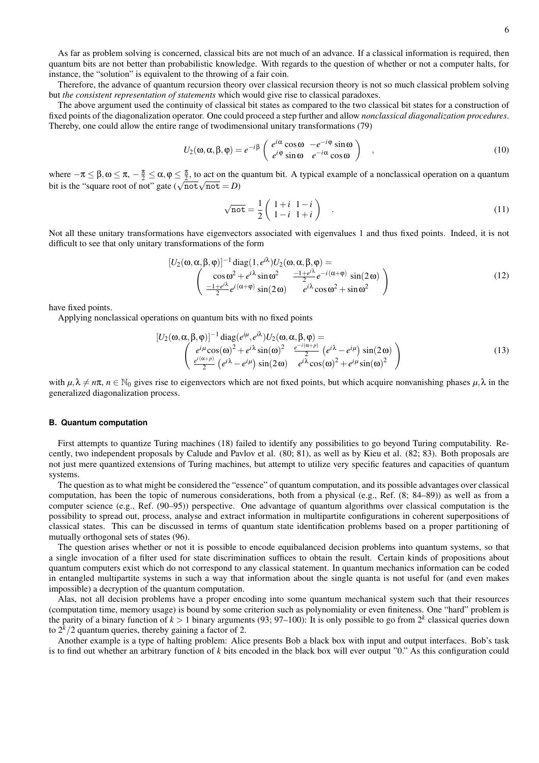As far as problem solving is concerned, classical bits are not much of an advance. If a classical information is required, then quantum bits are not better than probabilistic knowledge. With regards to the question of whether or not a computer halts, for instance, the "solution" is equivalent to the throwing of a fair coin.

Therefore, the advance of quantum recursion theory over classical recursion theory is not so much classical problem solving but *the consistent representation of statements* which would give rise to classical paradoxes.

The above argument used the continuity of classical bit states as compared to the two classical bit states for a construction of fixed points of the diagonalization operator. One could proceed a step further and allow *nonclassical diagonalization procedures*. Thereby, one could allow the entire range of twodimensional unitary transformations (79)

$$U_2(\omega,\alpha,\beta,\varphi) = e^{-i\beta} \begin{pmatrix} e^{i\alpha}\cos\omega & -e^{-i\varphi}\sin\omega \\ e^{i\varphi}\sin\omega & e^{-i\alpha}\cos\omega \end{pmatrix} \quad , \tag{10}$$

where $-\pi \leq \beta,\omega \leq \pi$, $-\frac{\pi}{2} \leq \alpha,\varphi \leq \frac{\pi}{2}$, to act on the quantum bit. A typical example of a nonclassical operation on a quantum bit is the "square root of not" gate ($\sqrt{\texttt{not}}\sqrt{\texttt{not}} = D$)

$$\sqrt{\texttt{not}} = \frac{1}{2}\begin{pmatrix} 1+i & 1-i \\ 1-i & 1+i \end{pmatrix} \quad . \tag{11}$$

Not all these unitary transformations have eigenvectors associated with eigenvalues 1 and thus fixed points. Indeed, it is not difficult to see that only unitary transformations of the form

$$\begin{array}{c} [U_2(\omega,\alpha,\beta,\varphi)]^{-1}\,\mathrm{diag}(1,e^{i\lambda})U_2(\omega,\alpha,\beta,\varphi) = \\ \begin{pmatrix} \cos\omega^2 + e^{i\lambda}\sin\omega^2 & \frac{-1+e^{i\lambda}}{2}e^{-i(\alpha+\varphi)}\,\sin(2\omega) \\ \frac{-1+e^{i\lambda}}{2}e^{i(\alpha+\varphi)}\,\sin(2\omega) & e^{i\lambda}\cos\omega^2+\sin\omega^2 \end{pmatrix} \end{array} \tag{12}$$

have fixed points.

Applying nonclassical operations on quantum bits with no fixed points

$$\begin{array}{c} [U_2(\omega,\alpha,\beta,\varphi)]^{-1}\,\mathrm{diag}(e^{i\mu},e^{i\lambda})U_2(\omega,\alpha,\beta,\varphi) = \\ \begin{pmatrix} e^{i\mu}\cos(\omega)^2 + e^{i\lambda}\sin(\omega)^2 & \frac{e^{-i(\alpha+p)}}{2}\left(e^{i\lambda}-e^{i\mu}\right)\sin(2\omega) \\ \frac{e^{i(\alpha+p)}}{2}\left(e^{i\lambda}-e^{i\mu}\right)\sin(2\omega) & e^{i\lambda}\cos(\omega)^2+e^{i\mu}\sin(\omega)^2 \end{pmatrix} \end{array} \tag{13}$$

with $\mu,\lambda \neq n\pi$, $n \in \mathbb{N}_0$ gives rise to eigenvectors which are not fixed points, but which acquire nonvanishing phases $\mu,\lambda$ in the generalized diagonalization process.

### B. Quantum computation

First attempts to quantize Turing machines (18) failed to identify any possibilities to go beyond Turing computability. Recently, two independent proposals by Calude and Pavlov et al. (80; 81), as well as by Kieu et al. (82; 83). Both proposals are not just mere quantized extensions of Turing machines, but attempt to utilize very specific features and capacities of quantum systems.

The question as to what might be considered the "essence" of quantum computation, and its possible advantages over classical computation, has been the topic of numerous considerations, both from a physical (e.g., Ref. (8; 84–89)) as well as from a computer science (e.g., Ref. (90–95)) perspective. One advantage of quantum algorithms over classical computation is the possibility to spread out, process, analyse and extract information in multipartite configurations in coherent superpositions of classical states. This can be discussed in terms of quantum state identification problems based on a proper partitioning of mutually orthogonal sets of states (96).

The question arises whether or not it is possible to encode equibalanced decision problems into quantum systems, so that a single invocation of a filter used for state discrimination suffices to obtain the result. Certain kinds of propositions about quantum computers exist which do not correspond to any classical statement. In quantum mechanics information can be coded in entangled multipartite systems in such a way that information about the single quanta is not useful for (and even makes impossible) a decryption of the quantum computation.

Alas, not all decision problems have a proper encoding into some quantum mechanical system such that their resources (computation time, memory usage) is bound by some criterion such as polynomiality or even finiteness. One "hard" problem is the parity of a binary function of $k > 1$ binary arguments (93; 97–100): It is only possible to go from $2^k$ classical queries down to $2^k/2$ quantum queries, thereby gaining a factor of 2.

Another example is a type of halting problem: Alice presents Bob a black box with input and output interfaces. Bob's task is to find out whether an arbitrary function of $k$ bits encoded in the black box will ever output "0." As this configuration could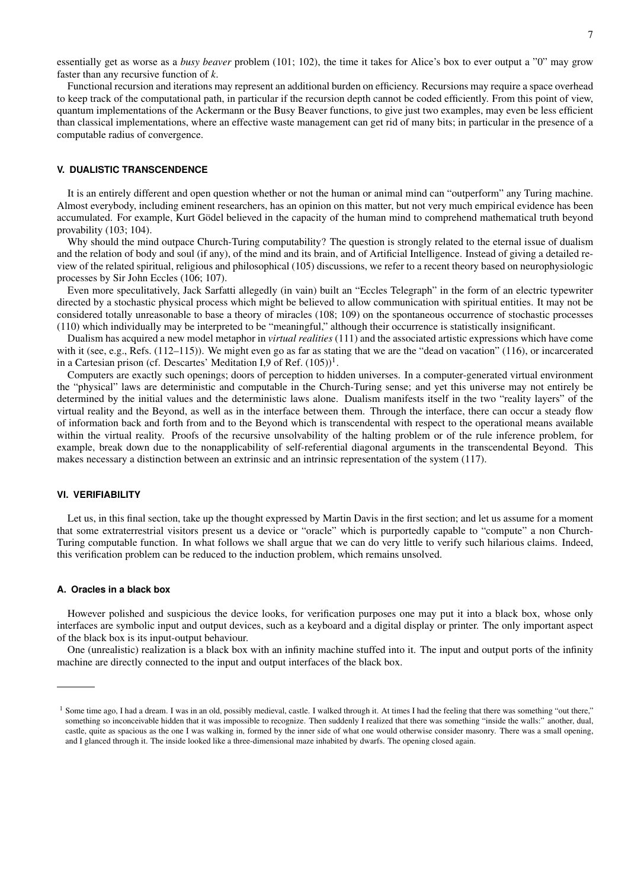essentially get as worse as a *busy beaver* problem (101; 102), the time it takes for Alice's box to ever output a "0" may grow faster than any recursive function of $k$.

Functional recursion and iterations may represent an additional burden on efficiency. Recursions may require a space overhead to keep track of the computational path, in particular if the recursion depth cannot be coded efficiently. From this point of view, quantum implementations of the Ackermann or the Busy Beaver functions, to give just two examples, may even be less efficient than classical implementations, where an effective waste management can get rid of many bits; in particular in the presence of a computable radius of convergence.

## V. DUALISTIC TRANSCENDENCE

It is an entirely different and open question whether or not the human or animal mind can "outperform" any Turing machine. Almost everybody, including eminent researchers, has an opinion on this matter, but not very much empirical evidence has been accumulated. For example, Kurt Gödel believed in the capacity of the human mind to comprehend mathematical truth beyond provability (103; 104).

Why should the mind outpace Church-Turing computability? The question is strongly related to the eternal issue of dualism and the relation of body and soul (if any), of the mind and its brain, and of Artificial Intelligence. Instead of giving a detailed review of the related spiritual, religious and philosophical (105) discussions, we refer to a recent theory based on neurophysiologic processes by Sir John Eccles (106; 107).

Even more speculitatively, Jack Sarfatti allegedly (in vain) built an "Eccles Telegraph" in the form of an electric typewriter directed by a stochastic physical process which might be believed to allow communication with spiritual entities. It may not be considered totally unreasonable to base a theory of miracles (108; 109) on the spontaneous occurrence of stochastic processes (110) which individually may be interpreted to be "meaningful," although their occurrence is statistically insignificant.

Dualism has acquired a new model metaphor in *virtual realities* (111) and the associated artistic expressions which have come with it (see, e.g., Refs. (112–115)). We might even go as far as stating that we are the "dead on vacation" (116), or incarcerated in a Cartesian prison (cf. Descartes' Meditation I,9 of Ref. (105))[1].

Computers are exactly such openings; doors of perception to hidden universes. In a computer-generated virtual environment the "physical" laws are deterministic and computable in the Church-Turing sense; and yet this universe may not entirely be determined by the initial values and the deterministic laws alone. Dualism manifests itself in the two "reality layers" of the virtual reality and the Beyond, as well as in the interface between them. Through the interface, there can occur a steady flow of information back and forth from and to the Beyond which is transcendental with respect to the operational means available within the virtual reality. Proofs of the recursive unsolvability of the halting problem or of the rule inference problem, for example, break down due to the nonapplicability of self-referential diagonal arguments in the transcendental Beyond. This makes necessary a distinction between an extrinsic and an intrinsic representation of the system (117).

## VI. VERIFIABILITY

Let us, in this final section, take up the thought expressed by Martin Davis in the first section; and let us assume for a moment that some extraterrestrial visitors present us a device or "oracle" which is purportedly capable to "compute" a non Church-Turing computable function. In what follows we shall argue that we can do very little to verify such hilarious claims. Indeed, this verification problem can be reduced to the induction problem, which remains unsolved.

### A. Oracles in a black box

However polished and suspicious the device looks, for verification purposes one may put it into a black box, whose only interfaces are symbolic input and output devices, such as a keyboard and a digital display or printer. The only important aspect of the black box is its input-output behaviour.

One (unrealistic) realization is a black box with an infinity machine stuffed into it. The input and output ports of the infinity machine are directly connected to the input and output interfaces of the black box.

---

[1] Some time ago, I had a dream. I was in an old, possibly medieval, castle. I walked through it. At times I had the feeling that there was something "out there," something so inconceivable hidden that it was impossible to recognize. Then suddenly I realized that there was something "inside the walls:" another, dual, castle, quite as spacious as the one I was walking in, formed by the inner side of what one would otherwise consider masonry. There was a small opening, and I glanced through it. The inside looked like a three-dimensional maze inhabited by dwarfs. The opening closed again.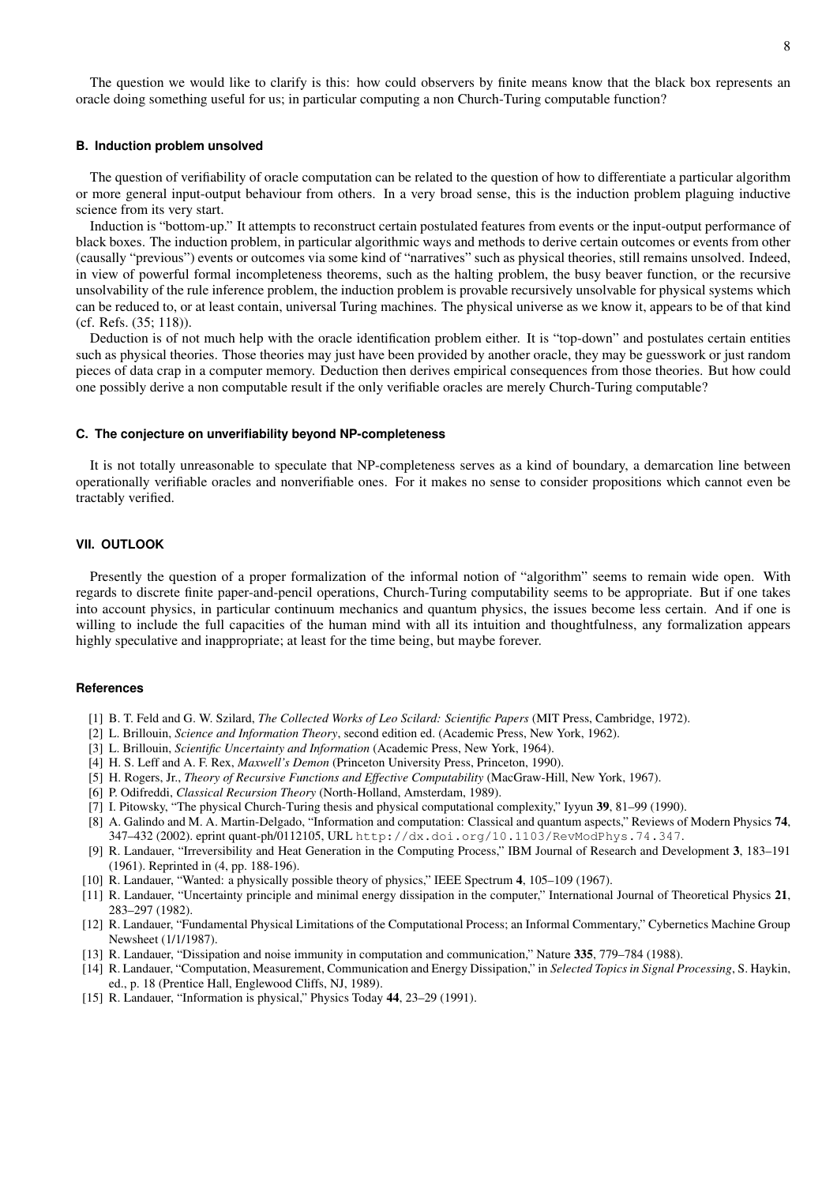The question we would like to clarify is this: how could observers by finite means know that the black box represents an oracle doing something useful for us; in particular computing a non Church-Turing computable function?

### B. Induction problem unsolved

The question of verifiability of oracle computation can be related to the question of how to differentiate a particular algorithm or more general input-output behaviour from others. In a very broad sense, this is the induction problem plaguing inductive science from its very start.

Induction is "bottom-up." It attempts to reconstruct certain postulated features from events or the input-output performance of black boxes. The induction problem, in particular algorithmic ways and methods to derive certain outcomes or events from other (causally "previous") events or outcomes via some kind of "narratives" such as physical theories, still remains unsolved. Indeed, in view of powerful formal incompleteness theorems, such as the halting problem, the busy beaver function, or the recursive unsolvability of the rule inference problem, the induction problem is provable recursively unsolvable for physical systems which can be reduced to, or at least contain, universal Turing machines. The physical universe as we know it, appears to be of that kind (cf. Refs. (35; 118)).

Deduction is of not much help with the oracle identification problem either. It is "top-down" and postulates certain entities such as physical theories. Those theories may just have been provided by another oracle, they may be guesswork or just random pieces of data crap in a computer memory. Deduction then derives empirical consequences from those theories. But how could one possibly derive a non computable result if the only verifiable oracles are merely Church-Turing computable?

### C. The conjecture on unverifiability beyond NP-completeness

It is not totally unreasonable to speculate that NP-completeness serves as a kind of boundary, a demarcation line between operationally verifiable oracles and nonverifiable ones. For it makes no sense to consider propositions which cannot even be tractably verified.

## VII. OUTLOOK

Presently the question of a proper formalization of the informal notion of "algorithm" seems to remain wide open. With regards to discrete finite paper-and-pencil operations, Church-Turing computability seems to be appropriate. But if one takes into account physics, in particular continuum mechanics and quantum physics, the issues become less certain. And if one is willing to include the full capacities of the human mind with all its intuition and thoughtfulness, any formalization appears highly speculative and inappropriate; at least for the time being, but maybe forever.

## References

[1] B. T. Feld and G. W. Szilard, *The Collected Works of Leo Scilard: Scientific Papers* (MIT Press, Cambridge, 1972).

[2] L. Brillouin, *Science and Information Theory*, second edition ed. (Academic Press, New York, 1962).

[3] L. Brillouin, *Scientific Uncertainty and Information* (Academic Press, New York, 1964).

[4] H. S. Leff and A. F. Rex, *Maxwell's Demon* (Princeton University Press, Princeton, 1990).

[5] H. Rogers, Jr., *Theory of Recursive Functions and Effective Computability* (MacGraw-Hill, New York, 1967).

[6] P. Odifreddi, *Classical Recursion Theory* (North-Holland, Amsterdam, 1989).

[7] I. Pitowsky, "The physical Church-Turing thesis and physical computational complexity," Iyyun **39**, 81–99 (1990).

[8] A. Galindo and M. A. Martin-Delgado, "Information and computation: Classical and quantum aspects," Reviews of Modern Physics **74**, 347–432 (2002). eprint quant-ph/0112105, URL `http://dx.doi.org/10.1103/RevModPhys.74.347`.

[9] R. Landauer, "Irreversibility and Heat Generation in the Computing Process," IBM Journal of Research and Development **3**, 183–191 (1961). Reprinted in (4, pp. 188-196).

[10] R. Landauer, "Wanted: a physically possible theory of physics," IEEE Spectrum **4**, 105–109 (1967).

[11] R. Landauer, "Uncertainty principle and minimal energy dissipation in the computer," International Journal of Theoretical Physics **21**, 283–297 (1982).

[12] R. Landauer, "Fundamental Physical Limitations of the Computational Process; an Informal Commentary," Cybernetics Machine Group Newsheet (1/1/1987).

[13] R. Landauer, "Dissipation and noise immunity in computation and communication," Nature **335**, 779–784 (1988).

[14] R. Landauer, "Computation, Measurement, Communication and Energy Dissipation," in *Selected Topics in Signal Processing*, S. Haykin, ed., p. 18 (Prentice Hall, Englewood Cliffs, NJ, 1989).

[15] R. Landauer, "Information is physical," Physics Today **44**, 23–29 (1991).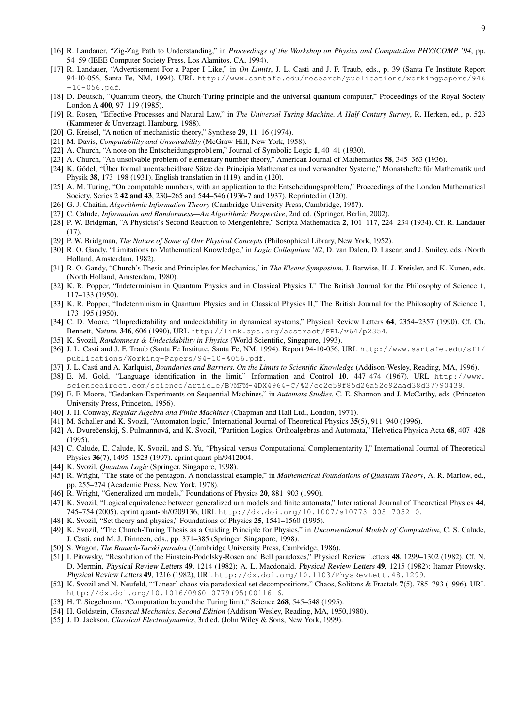[16] R. Landauer, "Zig-Zag Path to Understanding," in *Proceedings of the Workshop on Physics and Computation PHYSCOMP '94*, pp. 54–59 (IEEE Computer Society Press, Los Alamitos, CA, 1994).

[17] R. Landauer, "Advertisement For a Paper I Like," in *On Limits*, J. L. Casti and J. F. Traub, eds., p. 39 (Santa Fe Institute Report 94-10-056, Santa Fe, NM, 1994). URL http://www.santafe.edu/research/publications/workingpapers/94%-10-056.pdf.

[18] D. Deutsch, "Quantum theory, the Church-Turing principle and the universal quantum computer," Proceedings of the Royal Society London **A 400**, 97–119 (1985).

[19] R. Rosen, "Effective Processes and Natural Law," in *The Universal Turing Machine. A Half-Century Survey*, R. Herken, ed., p. 523 (Kammerer & Unverzagt, Hamburg, 1988).

[20] G. Kreisel, "A notion of mechanistic theory," Synthese **29**, 11–16 (1974).

[21] M. Davis, *Computability and Unsolvability* (McGraw-Hill, New York, 1958).

[22] A. Church, "A note on the Entscheidungsprob1em," Journal of Symbolic Logic **1**, 40–41 (1930).

[23] A. Church, "An unsolvable problem of elementary number theory," American Journal of Mathematics **58**, 345–363 (1936).

[24] K. Gödel, "Über formal unentscheidbare Sätze der Principia Mathematica und verwandter Systeme," Monatshefte für Mathematik und Physik **38**, 173–198 (1931). English translation in (119), and in (120).

[25] A. M. Turing, "On computable numbers, with an application to the Entscheidungsproblem," Proceedings of the London Mathematical Society, Series 2 **42 and 43**, 230–265 and 544–546 (1936-7 and 1937). Reprinted in (120).

[26] G. J. Chaitin, *Algorithmic Information Theory* (Cambridge University Press, Cambridge, 1987).

[27] C. Calude, *Information and Randomness—An Algorithmic Perspective*, 2nd ed. (Springer, Berlin, 2002).

[28] P. W. Bridgman, "A Physicist's Second Reaction to Mengenlehre," Scripta Mathematica **2**, 101–117, 224–234 (1934). Cf. R. Landauer (17).

[29] P. W. Bridgman, *The Nature of Some of Our Physical Concepts* (Philosophical Library, New York, 1952).

[30] R. O. Gandy, "Limitations to Mathematical Knowledge," in *Logic Colloquium '82*, D. van Dalen, D. Lascar, and J. Smiley, eds. (North Holland, Amsterdam, 1982).

[31] R. O. Gandy, "Church's Thesis and Principles for Mechanics," in *The Kleene Symposium*, J. Barwise, H. J. Kreisler, and K. Kunen, eds. (North Holland, Amsterdam, 1980).

[32] K. R. Popper, "Indeterminism in Quantum Physics and in Classical Physics I," The British Journal for the Philosophy of Science **1**, 117–133 (1950).

[33] K. R. Popper, "Indeterminism in Quantum Physics and in Classical Physics II," The British Journal for the Philosophy of Science **1**, 173–195 (1950).

[34] C. D. Moore, "Unpredictability and undecidability in dynamical systems," Physical Review Letters **64**, 2354–2357 (1990). Cf. Ch. Bennett, *Nature*, **346**, 606 (1990), URL http://link.aps.org/abstract/PRL/v64/p2354.

[35] K. Svozil, *Randomness & Undecidability in Physics* (World Scientific, Singapore, 1993).

[36] J. L. Casti and J. F. Traub (Santa Fe Institute, Santa Fe, NM, 1994). Report 94-10-056, URL http://www.santafe.edu/sfi/publications/Working-Papers/94-10-%056.pdf.

[37] J. L. Casti and A. Karlquist, *Boundaries and Barriers. On the Limits to Scientific Knowledge* (Addison-Wesley, Reading, MA, 1996).

[38] E. M. Gold, "Language identification in the limit," Information and Control **10**, 447–474 (1967). URL http://www.sciencedirect.com/science/article/B7MFM-4DX4964-C/%2/cc2c59f85d26a52e92aad38d37790439.

[39] E. F. Moore, "Gedanken-Experiments on Sequential Machines," in *Automata Studies*, C. E. Shannon and J. McCarthy, eds. (Princeton University Press, Princeton, 1956).

[40] J. H. Conway, *Regular Algebra and Finite Machines* (Chapman and Hall Ltd., London, 1971).

[41] M. Schaller and K. Svozil, "Automaton logic," International Journal of Theoretical Physics **35**(5), 911–940 (1996).

[42] A. Dvurečenskij, S. Pulmannová, and K. Svozil, "Partition Logics, Orthoalgebras and Automata," Helvetica Physica Acta **68**, 407–428 (1995).

[43] C. Calude, E. Calude, K. Svozil, and S. Yu, "Physical versus Computational Complementarity I," International Journal of Theoretical Physics **36**(7), 1495–1523 (1997). eprint quant-ph/9412004.

[44] K. Svozil, *Quantum Logic* (Springer, Singapore, 1998).

[45] R. Wright, "The state of the pentagon. A nonclassical example," in *Mathematical Foundations of Quantum Theory*, A. R. Marlow, ed., pp. 255–274 (Academic Press, New York, 1978).

[46] R. Wright, "Generalized urn models," Foundations of Physics **20**, 881–903 (1990).

[47] K. Svozil, "Logical equivalence between generalized urn models and finite automata," International Journal of Theoretical Physics **44**, 745–754 (2005). eprint quant-ph/0209136, URL http://dx.doi.org/10.1007/s10773-005-7052-0.

[48] K. Svozil, "Set theory and physics," Foundations of Physics **25**, 1541–1560 (1995).

[49] K. Svozil, "The Church-Turing Thesis as a Guiding Principle for Physics," in *Unconventional Models of Computation*, C. S. Calude, J. Casti, and M. J. Dinneen, eds., pp. 371–385 (Springer, Singapore, 1998).

[50] S. Wagon, *The Banach-Tarski paradox* (Cambridge University Press, Cambridge, 1986).

[51] I. Pitowsky, "Resolution of the Einstein-Podolsky-Rosen and Bell paradoxes," Physical Review Letters **48**, 1299–1302 (1982). Cf. N. D. Mermin, *Physical Review Letters* **49**, 1214 (1982); A. L. Macdonald, *Physical Review Letters* **49**, 1215 (1982); Itamar Pitowsky, *Physical Review Letters* **49**, 1216 (1982), URL http://dx.doi.org/10.1103/PhysRevLett.48.1299.

[52] K. Svozil and N. Neufeld, "'Linear' chaos via paradoxical set decompositions," Chaos, Solitons & Fractals **7**(5), 785–793 (1996). URL http://dx.doi.org/10.1016/0960-0779(95)00116-6.

[53] H. T. Siegelmann, "Computation beyond the Turing limit," Science **268**, 545–548 (1995).

[54] H. Goldstein, *Classical Mechanics. Second Edition* (Addison-Wesley, Reading, MA, 1950,1980).

[55] J. D. Jackson, *Classical Electrodynamics*, 3rd ed. (John Wiley & Sons, New York, 1999).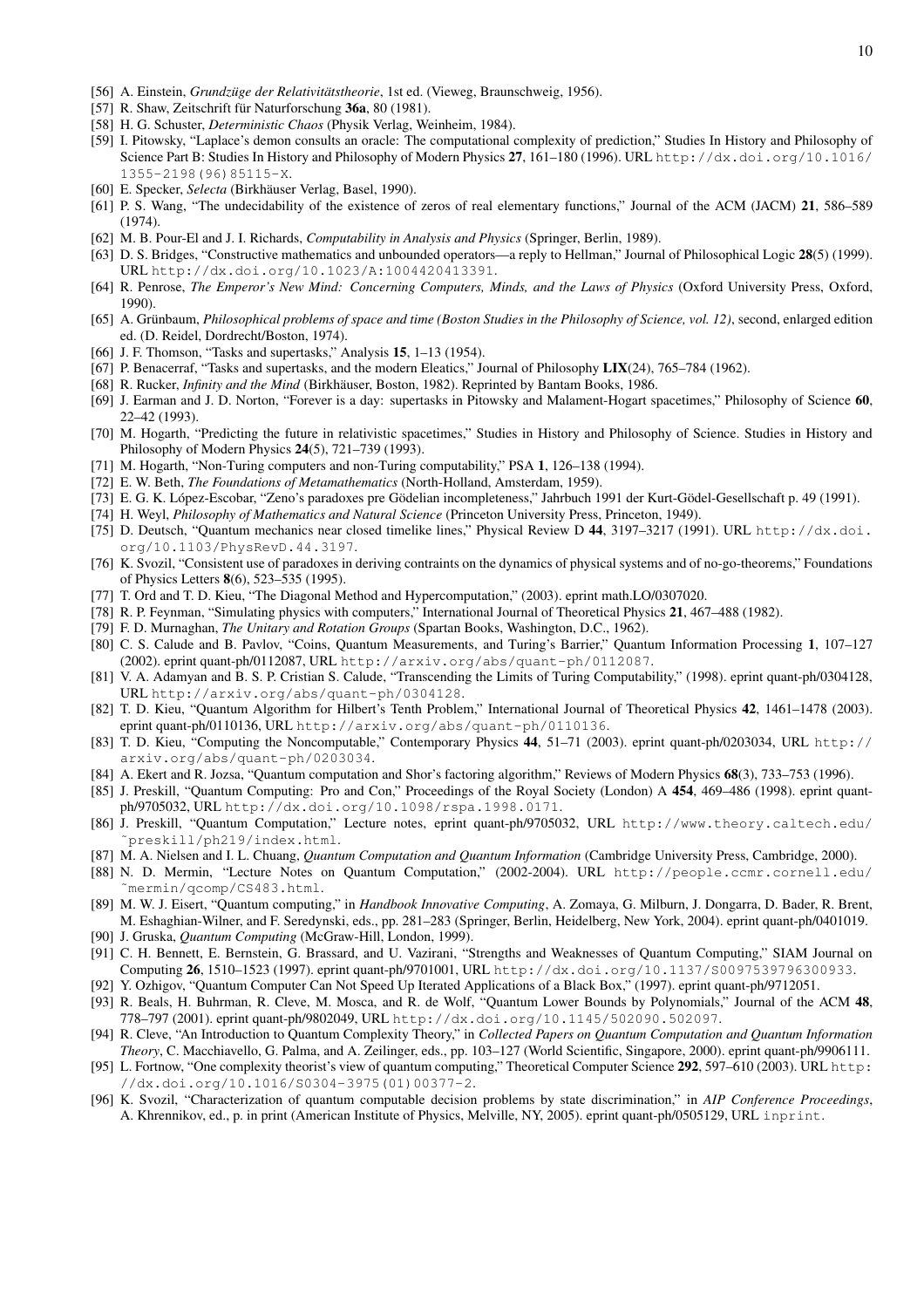[56] A. Einstein, *Grundzüge der Relativitätstheorie*, 1st ed. (Vieweg, Braunschweig, 1956).

[57] R. Shaw, Zeitschrift für Naturforschung **36a**, 80 (1981).

[58] H. G. Schuster, *Deterministic Chaos* (Physik Verlag, Weinheim, 1984).

[59] I. Pitowsky, "Laplace's demon consults an oracle: The computational complexity of prediction," Studies In History and Philosophy of Science Part B: Studies In History and Philosophy of Modern Physics **27**, 161–180 (1996). URL http://dx.doi.org/10.1016/1355-2198(96)85115-X.

[60] E. Specker, *Selecta* (Birkhäuser Verlag, Basel, 1990).

[61] P. S. Wang, "The undecidability of the existence of zeros of real elementary functions," Journal of the ACM (JACM) **21**, 586–589 (1974).

[62] M. B. Pour-El and J. I. Richards, *Computability in Analysis and Physics* (Springer, Berlin, 1989).

[63] D. S. Bridges, "Constructive mathematics and unbounded operators—a reply to Hellman," Journal of Philosophical Logic **28**(5) (1999). URL http://dx.doi.org/10.1023/A:1004420413391.

[64] R. Penrose, *The Emperor's New Mind: Concerning Computers, Minds, and the Laws of Physics* (Oxford University Press, Oxford, 1990).

[65] A. Grünbaum, *Philosophical problems of space and time (Boston Studies in the Philosophy of Science, vol. 12)*, second, enlarged edition ed. (D. Reidel, Dordrecht/Boston, 1974).

[66] J. F. Thomson, "Tasks and supertasks," Analysis **15**, 1–13 (1954).

[67] P. Benacerraf, "Tasks and supertasks, and the modern Eleatics," Journal of Philosophy **LIX**(24), 765–784 (1962).

[68] R. Rucker, *Infinity and the Mind* (Birkhäuser, Boston, 1982). Reprinted by Bantam Books, 1986.

[69] J. Earman and J. D. Norton, "Forever is a day: supertasks in Pitowsky and Malament-Hogart spacetimes," Philosophy of Science **60**, 22–42 (1993).

[70] M. Hogarth, "Predicting the future in relativistic spacetimes," Studies in History and Philosophy of Science. Studies in History and Philosophy of Modern Physics **24**(5), 721–739 (1993).

[71] M. Hogarth, "Non-Turing computers and non-Turing computability," PSA **1**, 126–138 (1994).

[72] E. W. Beth, *The Foundations of Metamathematics* (North-Holland, Amsterdam, 1959).

[73] E. G. K. López-Escobar, "Zeno's paradoxes pre Gödelian incompleteness," Jahrbuch 1991 der Kurt-Gödel-Gesellschaft p. 49 (1991).

[74] H. Weyl, *Philosophy of Mathematics and Natural Science* (Princeton University Press, Princeton, 1949).

[75] D. Deutsch, "Quantum mechanics near closed timelike lines," Physical Review D **44**, 3197–3217 (1991). URL http://dx.doi.org/10.1103/PhysRevD.44.3197.

[76] K. Svozil, "Consistent use of paradoxes in deriving contraints on the dynamics of physical systems and of no-go-theorems," Foundations of Physics Letters **8**(6), 523–535 (1995).

[77] T. Ord and T. D. Kieu, "The Diagonal Method and Hypercomputation," (2003). eprint math.LO/0307020.

[78] R. P. Feynman, "Simulating physics with computers," International Journal of Theoretical Physics **21**, 467–488 (1982).

[79] F. D. Murnaghan, *The Unitary and Rotation Groups* (Spartan Books, Washington, D.C., 1962).

[80] C. S. Calude and B. Pavlov, "Coins, Quantum Measurements, and Turing's Barrier," Quantum Information Processing **1**, 107–127 (2002). eprint quant-ph/0112087, URL http://arxiv.org/abs/quant-ph/0112087.

[81] V. A. Adamyan and B. S. P. Cristian S. Calude, "Transcending the Limits of Turing Computability," (1998). eprint quant-ph/0304128, URL http://arxiv.org/abs/quant-ph/0304128.

[82] T. D. Kieu, "Quantum Algorithm for Hilbert's Tenth Problem," International Journal of Theoretical Physics **42**, 1461–1478 (2003). eprint quant-ph/0110136, URL http://arxiv.org/abs/quant-ph/0110136.

[83] T. D. Kieu, "Computing the Noncomputable," Contemporary Physics **44**, 51–71 (2003). eprint quant-ph/0203034, URL http://arxiv.org/abs/quant-ph/0203034.

[84] A. Ekert and R. Jozsa, "Quantum computation and Shor's factoring algorithm," Reviews of Modern Physics **68**(3), 733–753 (1996).

[85] J. Preskill, "Quantum Computing: Pro and Con," Proceedings of the Royal Society (London) A **454**, 469–486 (1998). eprint quant-ph/9705032, URL http://dx.doi.org/10.1098/rspa.1998.0171.

[86] J. Preskill, "Quantum Computation," Lecture notes, eprint quant-ph/9705032, URL http://www.theory.caltech.edu/~preskill/ph219/index.html.

[87] M. A. Nielsen and I. L. Chuang, *Quantum Computation and Quantum Information* (Cambridge University Press, Cambridge, 2000).

[88] N. D. Mermin, "Lecture Notes on Quantum Computation," (2002-2004). URL http://people.ccmr.cornell.edu/~mermin/qcomp/CS483.html.

[89] M. W. J. Eisert, "Quantum computing," in *Handbook Innovative Computing*, A. Zomaya, G. Milburn, J. Dongarra, D. Bader, R. Brent, M. Eshaghian-Wilner, and F. Seredynski, eds., pp. 281–283 (Springer, Berlin, Heidelberg, New York, 2004). eprint quant-ph/0401019.

[90] J. Gruska, *Quantum Computing* (McGraw-Hill, London, 1999).

[91] C. H. Bennett, E. Bernstein, G. Brassard, and U. Vazirani, "Strengths and Weaknesses of Quantum Computing," SIAM Journal on Computing **26**, 1510–1523 (1997). eprint quant-ph/9701001, URL http://dx.doi.org/10.1137/S0097539796300933.

[92] Y. Ozhigov, "Quantum Computer Can Not Speed Up Iterated Applications of a Black Box," (1997). eprint quant-ph/9712051.

[93] R. Beals, H. Buhrman, R. Cleve, M. Mosca, and R. de Wolf, "Quantum Lower Bounds by Polynomials," Journal of the ACM **48**, 778–797 (2001). eprint quant-ph/9802049, URL http://dx.doi.org/10.1145/502090.502097.

[94] R. Cleve, "An Introduction to Quantum Complexity Theory," in *Collected Papers on Quantum Computation and Quantum Information Theory*, C. Macchiavello, G. Palma, and A. Zeilinger, eds., pp. 103–127 (World Scientific, Singapore, 2000). eprint quant-ph/9906111.

[95] L. Fortnow, "One complexity theorist's view of quantum computing," Theoretical Computer Science **292**, 597–610 (2003). URL http://dx.doi.org/10.1016/S0304-3975(01)00377-2.

[96] K. Svozil, "Characterization of quantum computable decision problems by state discrimination," in *AIP Conference Proceedings*, A. Khrennikov, ed., p. in print (American Institute of Physics, Melville, NY, 2005). eprint quant-ph/0505129, URL inprint.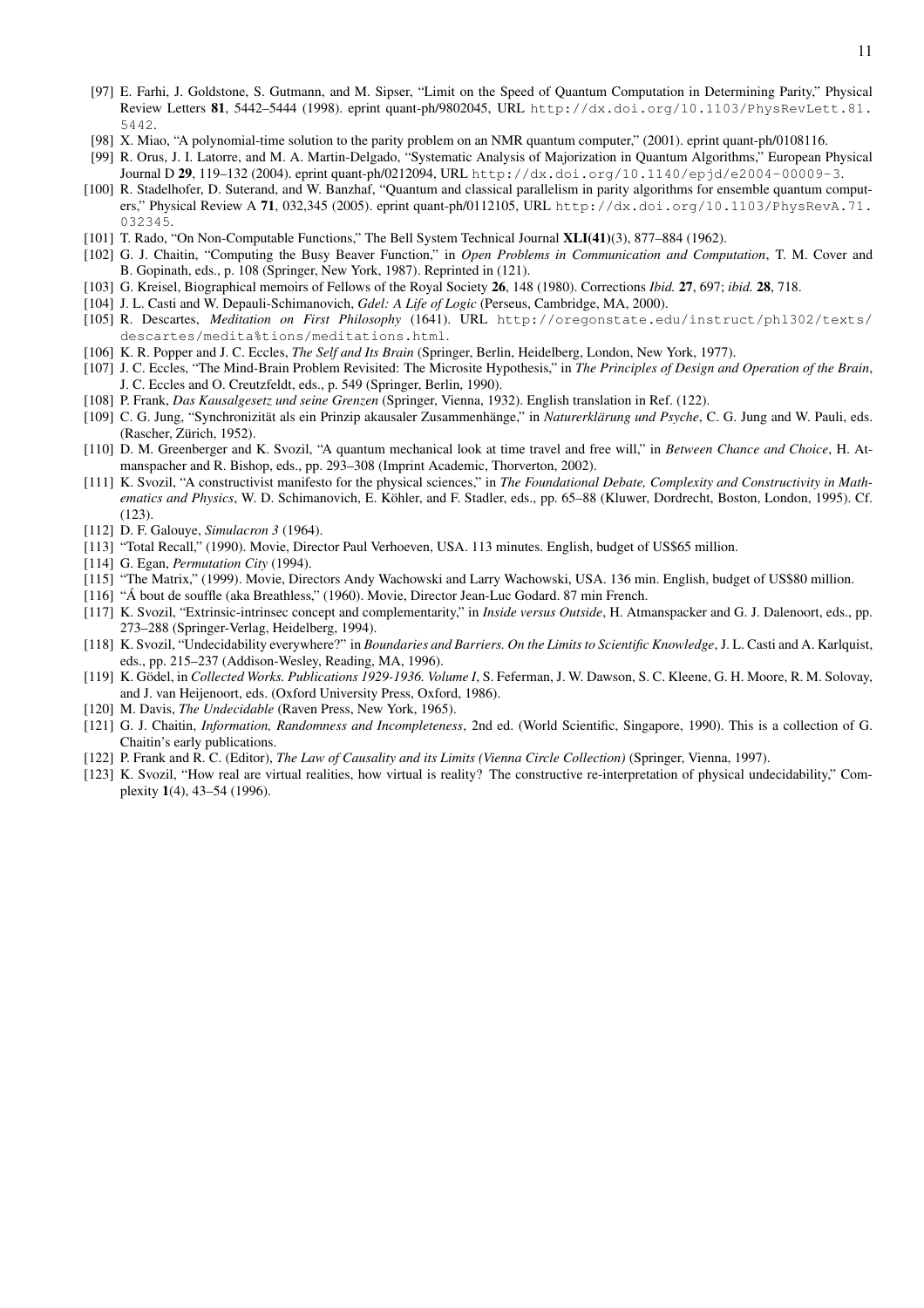[97] E. Farhi, J. Goldstone, S. Gutmann, and M. Sipser, "Limit on the Speed of Quantum Computation in Determining Parity," Physical Review Letters **81**, 5442–5444 (1998). eprint quant-ph/9802045, URL `http://dx.doi.org/10.1103/PhysRevLett.81.5442`.

[98] X. Miao, "A polynomial-time solution to the parity problem on an NMR quantum computer," (2001). eprint quant-ph/0108116.

[99] R. Orus, J. I. Latorre, and M. A. Martin-Delgado, "Systematic Analysis of Majorization in Quantum Algorithms," European Physical Journal D **29**, 119–132 (2004). eprint quant-ph/0212094, URL `http://dx.doi.org/10.1140/epjd/e2004-00009-3`.

[100] R. Stadelhofer, D. Suterand, and W. Banzhaf, "Quantum and classical parallelism in parity algorithms for ensemble quantum computers," Physical Review A **71**, 032,345 (2005). eprint quant-ph/0112105, URL `http://dx.doi.org/10.1103/PhysRevA.71.032345`.

[101] T. Rado, "On Non-Computable Functions," The Bell System Technical Journal **XLI(41)**(3), 877–884 (1962).

[102] G. J. Chaitin, "Computing the Busy Beaver Function," in *Open Problems in Communication and Computation*, T. M. Cover and B. Gopinath, eds., p. 108 (Springer, New York, 1987). Reprinted in (121).

[103] G. Kreisel, Biographical memoirs of Fellows of the Royal Society **26**, 148 (1980). Corrections *Ibid.* **27**, 697; *ibid.* **28**, 718.

[104] J. L. Casti and W. Depauli-Schimanovich, *Gdel: A Life of Logic* (Perseus, Cambridge, MA, 2000).

[105] R. Descartes, *Meditation on First Philosophy* (1641). URL `http://oregonstate.edu/instruct/phl302/texts/descartes/medita%tions/meditations.html`.

[106] K. R. Popper and J. C. Eccles, *The Self and Its Brain* (Springer, Berlin, Heidelberg, London, New York, 1977).

[107] J. C. Eccles, "The Mind-Brain Problem Revisited: The Microsite Hypothesis," in *The Principles of Design and Operation of the Brain*, J. C. Eccles and O. Creutzfeldt, eds., p. 549 (Springer, Berlin, 1990).

[108] P. Frank, *Das Kausalgesetz und seine Grenzen* (Springer, Vienna, 1932). English translation in Ref. (122).

[109] C. G. Jung, "Synchronizität als ein Prinzip akausaler Zusammenhänge," in *Naturerklärung und Psyche*, C. G. Jung and W. Pauli, eds. (Rascher, Zürich, 1952).

[110] D. M. Greenberger and K. Svozil, "A quantum mechanical look at time travel and free will," in *Between Chance and Choice*, H. Atmanspacher and R. Bishop, eds., pp. 293–308 (Imprint Academic, Thorverton, 2002).

[111] K. Svozil, "A constructivist manifesto for the physical sciences," in *The Foundational Debate, Complexity and Constructivity in Mathematics and Physics*, W. D. Schimanovich, E. Köhler, and F. Stadler, eds., pp. 65–88 (Kluwer, Dordrecht, Boston, London, 1995). Cf. (123).

[112] D. F. Galouye, *Simulacron 3* (1964).

[113] "Total Recall," (1990). Movie, Director Paul Verhoeven, USA. 113 minutes. English, budget of US$65 million.

[114] G. Egan, *Permutation City* (1994).

[115] "The Matrix," (1999). Movie, Directors Andy Wachowski and Larry Wachowski, USA. 136 min. English, budget of US$80 million.

[116] "Á bout de souffle (aka Breathless," (1960). Movie, Director Jean-Luc Godard. 87 min French.

[117] K. Svozil, "Extrinsic-intrinsec concept and complementarity," in *Inside versus Outside*, H. Atmanspacker and G. J. Dalenoort, eds., pp. 273–288 (Springer-Verlag, Heidelberg, 1994).

[118] K. Svozil, "Undecidability everywhere?" in *Boundaries and Barriers. On the Limits to Scientific Knowledge*, J. L. Casti and A. Karlquist, eds., pp. 215–237 (Addison-Wesley, Reading, MA, 1996).

[119] K. Gödel, in *Collected Works. Publications 1929-1936. Volume I*, S. Feferman, J. W. Dawson, S. C. Kleene, G. H. Moore, R. M. Solovay, and J. van Heijenoort, eds. (Oxford University Press, Oxford, 1986).

[120] M. Davis, *The Undecidable* (Raven Press, New York, 1965).

[121] G. J. Chaitin, *Information, Randomness and Incompleteness*, 2nd ed. (World Scientific, Singapore, 1990). This is a collection of G. Chaitin's early publications.

[122] P. Frank and R. C. (Editor), *The Law of Causality and its Limits (Vienna Circle Collection)* (Springer, Vienna, 1997).

[123] K. Svozil, "How real are virtual realities, how virtual is reality? The constructive re-interpretation of physical undecidability," Complexity **1**(4), 43–54 (1996).